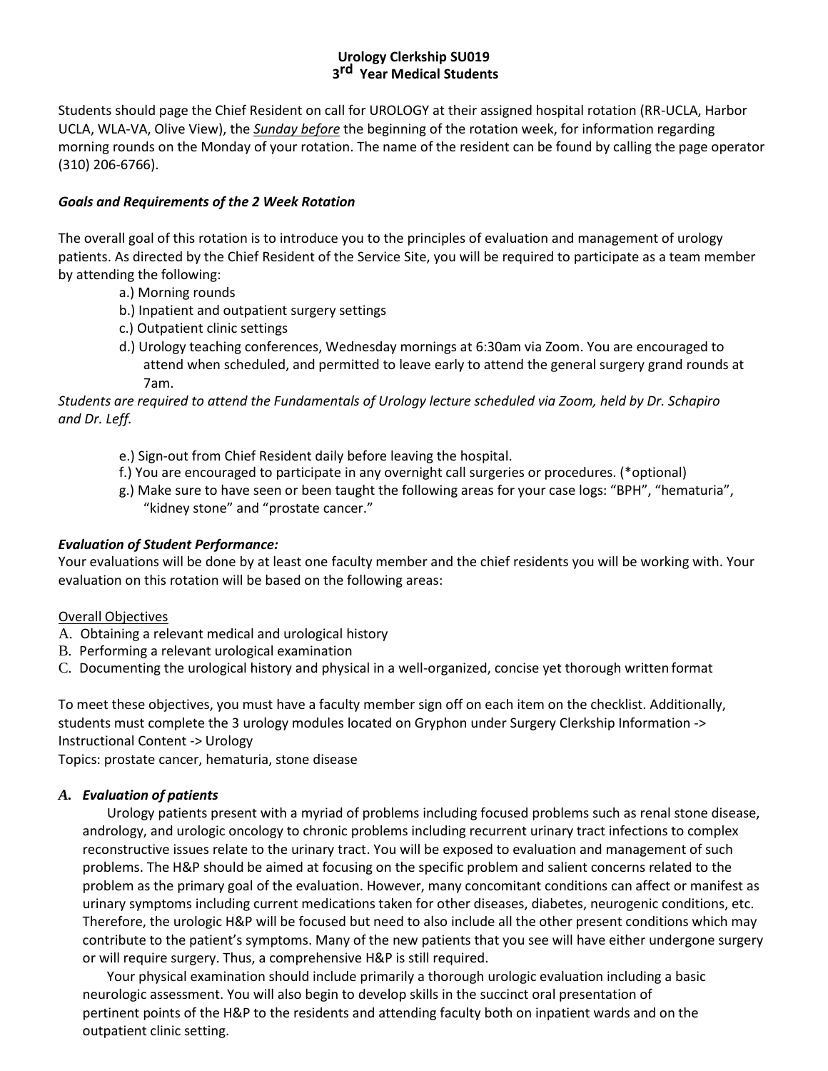# Urology Clerkship SU019
## 3rd Year Medical Students

Students should page the Chief Resident on call for UROLOGY at their assigned hospital rotation (RR-UCLA, Harbor UCLA, WLA-VA, Olive View), the ***Sunday before*** the beginning of the rotation week, for information regarding morning rounds on the Monday of your rotation. The name of the resident can be found by calling the page operator (310) 206-6766).

### *Goals and Requirements of the 2 Week Rotation*

The overall goal of this rotation is to introduce you to the principles of evaluation and management of urology patients. As directed by the Chief Resident of the Service Site, you will be required to participate as a team member by attending the following:

a.) Morning rounds
b.) Inpatient and outpatient surgery settings
c.) Outpatient clinic settings
d.) Urology teaching conferences, Wednesday mornings at 6:30am via Zoom. You are encouraged to attend when scheduled, and permitted to leave early to attend the general surgery grand rounds at 7am.

*Students are required to attend the Fundamentals of Urology lecture scheduled via Zoom, held by Dr. Schapiro and Dr. Leff.*

e.) Sign-out from Chief Resident daily before leaving the hospital.
f.) You are encouraged to participate in any overnight call surgeries or procedures. (*optional)
g.) Make sure to have seen or been taught the following areas for your case logs: "BPH", "hematuria", "kidney stone" and "prostate cancer."

### *Evaluation of Student Performance:*

Your evaluations will be done by at least one faculty member and the chief residents you will be working with. Your evaluation on this rotation will be based on the following areas:

Overall Objectives

A. Obtaining a relevant medical and urological history
B. Performing a relevant urological examination
C. Documenting the urological history and physical in a well-organized, concise yet thorough written format

To meet these objectives, you must have a faculty member sign off on each item on the checklist. Additionally, students must complete the 3 urology modules located on Gryphon under Surgery Clerkship Information -> Instructional Content -> Urology

Topics: prostate cancer, hematuria, stone disease

### *A. Evaluation of patients*

Urology patients present with a myriad of problems including focused problems such as renal stone disease, andrology, and urologic oncology to chronic problems including recurrent urinary tract infections to complex reconstructive issues relate to the urinary tract. You will be exposed to evaluation and management of such problems. The H&P should be aimed at focusing on the specific problem and salient concerns related to the problem as the primary goal of the evaluation. However, many concomitant conditions can affect or manifest as urinary symptoms including current medications taken for other diseases, diabetes, neurogenic conditions, etc. Therefore, the urologic H&P will be focused but need to also include all the other present conditions which may contribute to the patient's symptoms. Many of the new patients that you see will have either undergone surgery or will require surgery. Thus, a comprehensive H&P is still required.

Your physical examination should include primarily a thorough urologic evaluation including a basic neurologic assessment. You will also begin to develop skills in the succinct oral presentation of pertinent points of the H&P to the residents and attending faculty both on inpatient wards and on the outpatient clinic setting.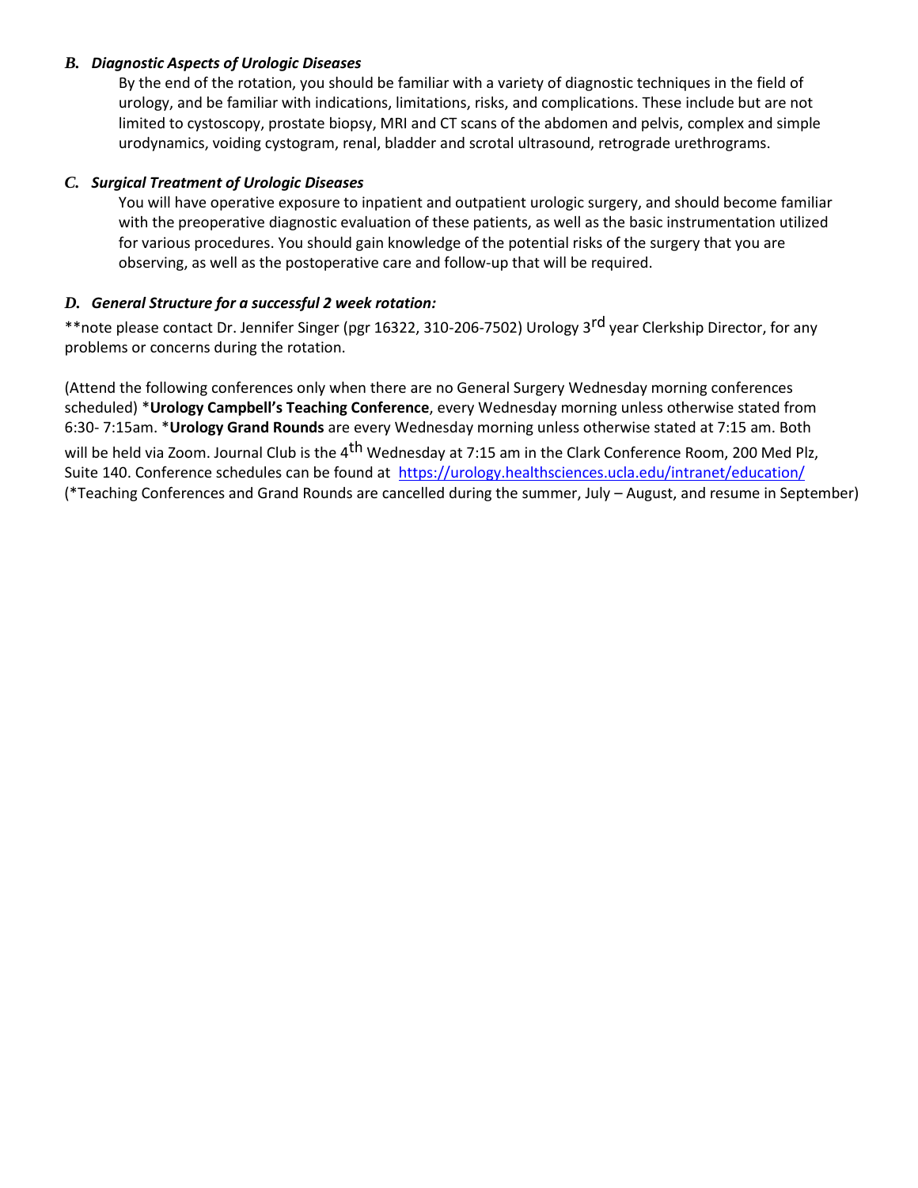### *B. Diagnostic Aspects of Urologic Diseases*

By the end of the rotation, you should be familiar with a variety of diagnostic techniques in the field of urology, and be familiar with indications, limitations, risks, and complications. These include but are not limited to cystoscopy, prostate biopsy, MRI and CT scans of the abdomen and pelvis, complex and simple urodynamics, voiding cystogram, renal, bladder and scrotal ultrasound, retrograde urethrograms.

### *C. Surgical Treatment of Urologic Diseases*

You will have operative exposure to inpatient and outpatient urologic surgery, and should become familiar with the preoperative diagnostic evaluation of these patients, as well as the basic instrumentation utilized for various procedures. You should gain knowledge of the potential risks of the surgery that you are observing, as well as the postoperative care and follow-up that will be required.

### *D. General Structure for a successful 2 week rotation:*

**note please contact Dr. Jennifer Singer (pgr 16322, 310-206-7502) Urology 3rd year Clerkship Director, for any problems or concerns during the rotation.

(Attend the following conferences only when there are no General Surgery Wednesday morning conferences scheduled) ***Urology Campbell's Teaching Conference**, every Wednesday morning unless otherwise stated from 6:30- 7:15am. ***Urology Grand Rounds** are every Wednesday morning unless otherwise stated at 7:15 am. Both will be held via Zoom. Journal Club is the 4th Wednesday at 7:15 am in the Clark Conference Room, 200 Med Plz, Suite 140. Conference schedules can be found at [https://urology.healthsciences.ucla.edu/intranet/education/](https://urology.healthsciences.ucla.edu/intranet/education/) (*Teaching Conferences and Grand Rounds are cancelled during the summer, July – August, and resume in September)